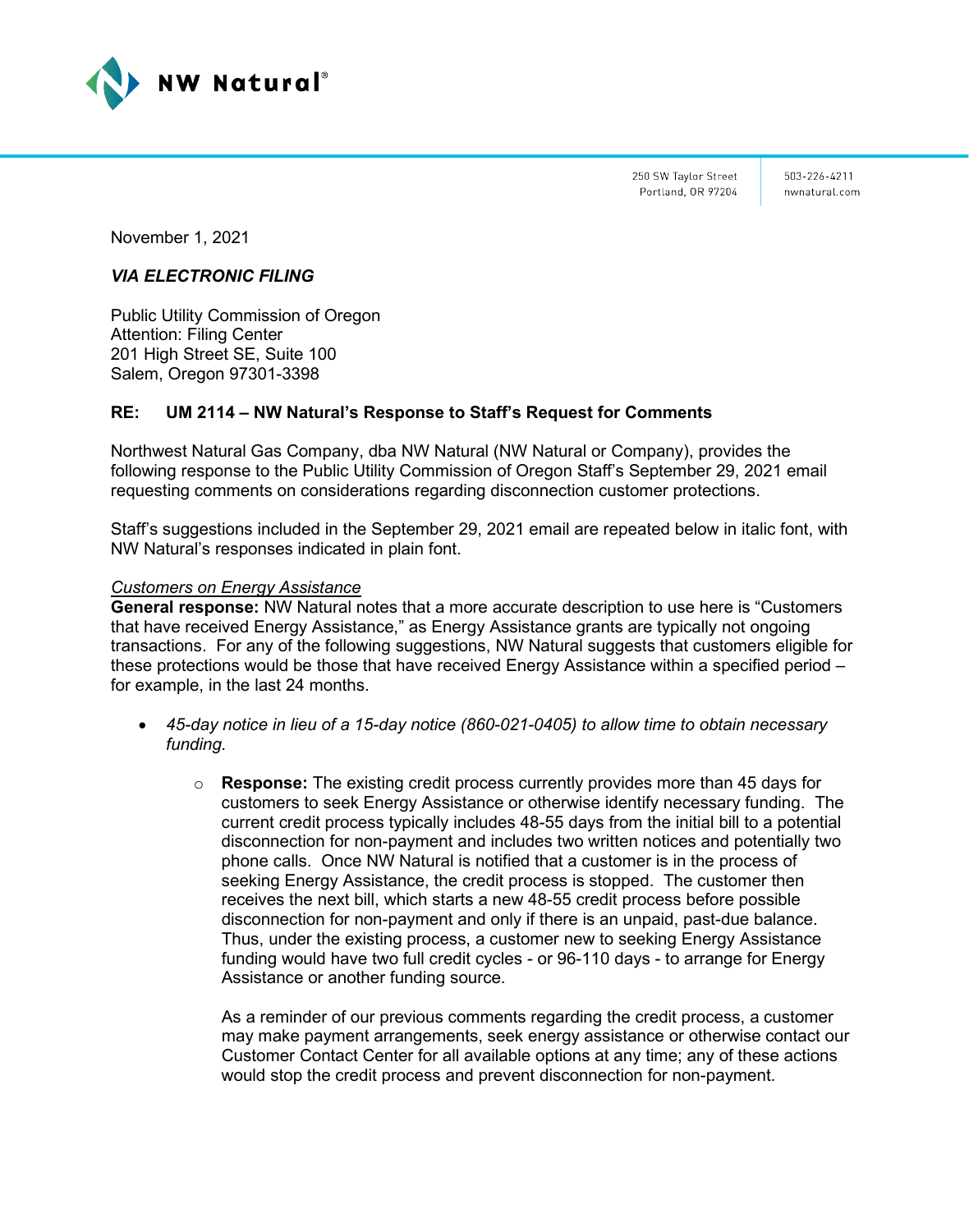NW Natural®

250 SW Taylor Street
Portland, OR 97204

503-226-4211
nwnatural.com

November 1, 2021

***VIA ELECTRONIC FILING***

Public Utility Commission of Oregon
Attention: Filing Center
201 High Street SE, Suite 100
Salem, Oregon 97301-3398

**RE: UM 2114 – NW Natural's Response to Staff's Request for Comments**

Northwest Natural Gas Company, dba NW Natural (NW Natural or Company), provides the following response to the Public Utility Commission of Oregon Staff's September 29, 2021 email requesting comments on considerations regarding disconnection customer protections.

Staff's suggestions included in the September 29, 2021 email are repeated below in italic font, with NW Natural's responses indicated in plain font.

*Customers on Energy Assistance*

**General response:** NW Natural notes that a more accurate description to use here is "Customers that have received Energy Assistance," as Energy Assistance grants are typically not ongoing transactions. For any of the following suggestions, NW Natural suggests that customers eligible for these protections would be those that have received Energy Assistance within a specified period – for example, in the last 24 months.

- *45-day notice in lieu of a 15-day notice (860-021-0405) to allow time to obtain necessary funding.*
  - **Response:** The existing credit process currently provides more than 45 days for customers to seek Energy Assistance or otherwise identify necessary funding. The current credit process typically includes 48-55 days from the initial bill to a potential disconnection for non-payment and includes two written notices and potentially two phone calls. Once NW Natural is notified that a customer is in the process of seeking Energy Assistance, the credit process is stopped. The customer then receives the next bill, which starts a new 48-55 credit process before possible disconnection for non-payment and only if there is an unpaid, past-due balance. Thus, under the existing process, a customer new to seeking Energy Assistance funding would have two full credit cycles - or 96-110 days - to arrange for Energy Assistance or another funding source.

    As a reminder of our previous comments regarding the credit process, a customer may make payment arrangements, seek energy assistance or otherwise contact our Customer Contact Center for all available options at any time; any of these actions would stop the credit process and prevent disconnection for non-payment.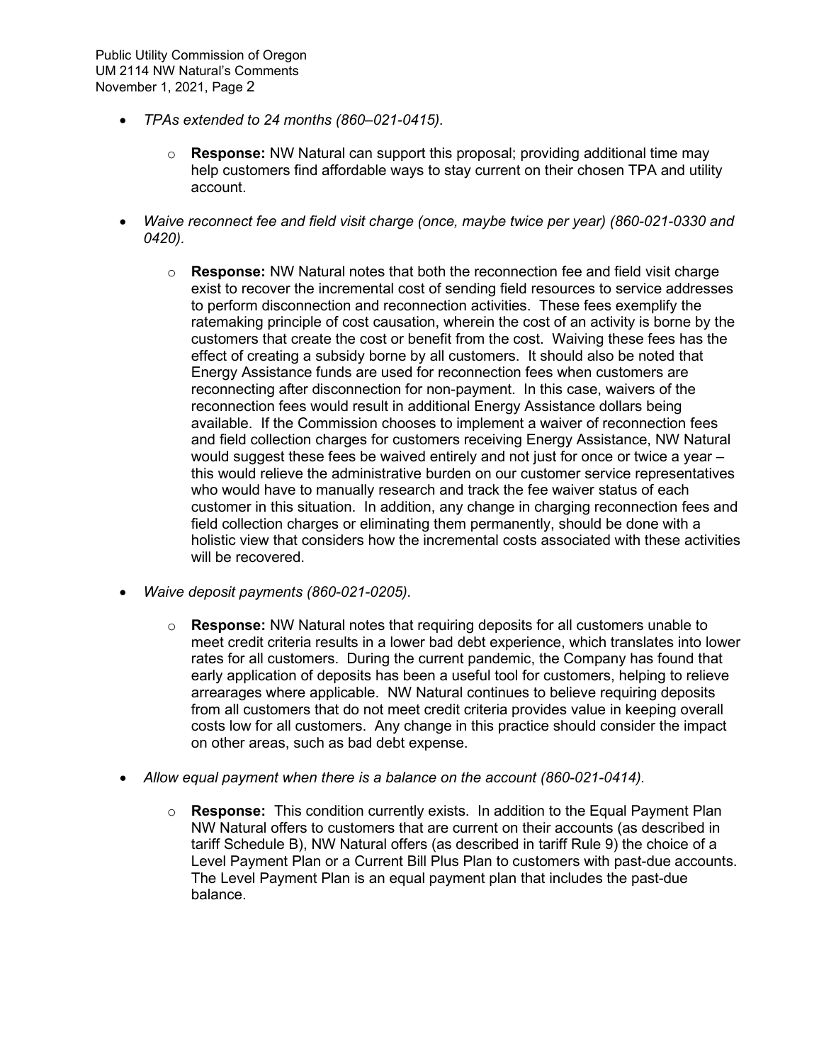- *TPAs extended to 24 months (860–021-0415).*

    - **Response:** NW Natural can support this proposal; providing additional time may help customers find affordable ways to stay current on their chosen TPA and utility account.

- *Waive reconnect fee and field visit charge (once, maybe twice per year) (860-021-0330 and 0420).*

    - **Response:** NW Natural notes that both the reconnection fee and field visit charge exist to recover the incremental cost of sending field resources to service addresses to perform disconnection and reconnection activities. These fees exemplify the ratemaking principle of cost causation, wherein the cost of an activity is borne by the customers that create the cost or benefit from the cost. Waiving these fees has the effect of creating a subsidy borne by all customers. It should also be noted that Energy Assistance funds are used for reconnection fees when customers are reconnecting after disconnection for non-payment. In this case, waivers of the reconnection fees would result in additional Energy Assistance dollars being available. If the Commission chooses to implement a waiver of reconnection fees and field collection charges for customers receiving Energy Assistance, NW Natural would suggest these fees be waived entirely and not just for once or twice a year – this would relieve the administrative burden on our customer service representatives who would have to manually research and track the fee waiver status of each customer in this situation. In addition, any change in charging reconnection fees and field collection charges or eliminating them permanently, should be done with a holistic view that considers how the incremental costs associated with these activities will be recovered.

- *Waive deposit payments (860-021-0205).*

    - **Response:** NW Natural notes that requiring deposits for all customers unable to meet credit criteria results in a lower bad debt experience, which translates into lower rates for all customers. During the current pandemic, the Company has found that early application of deposits has been a useful tool for customers, helping to relieve arrearages where applicable. NW Natural continues to believe requiring deposits from all customers that do not meet credit criteria provides value in keeping overall costs low for all customers. Any change in this practice should consider the impact on other areas, such as bad debt expense.

- *Allow equal payment when there is a balance on the account (860-021-0414).*

    - **Response:** This condition currently exists. In addition to the Equal Payment Plan NW Natural offers to customers that are current on their accounts (as described in tariff Schedule B), NW Natural offers (as described in tariff Rule 9) the choice of a Level Payment Plan or a Current Bill Plus Plan to customers with past-due accounts. The Level Payment Plan is an equal payment plan that includes the past-due balance.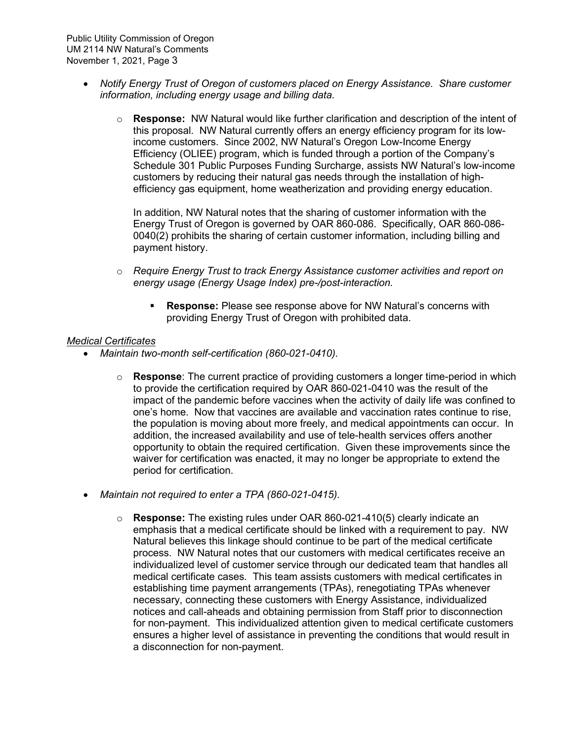- *Notify Energy Trust of Oregon of customers placed on Energy Assistance. Share customer information, including energy usage and billing data.*

  - **Response:** NW Natural would like further clarification and description of the intent of this proposal. NW Natural currently offers an energy efficiency program for its low-income customers. Since 2002, NW Natural's Oregon Low-Income Energy Efficiency (OLIEE) program, which is funded through a portion of the Company's Schedule 301 Public Purposes Funding Surcharge, assists NW Natural's low-income customers by reducing their natural gas needs through the installation of high-efficiency gas equipment, home weatherization and providing energy education.

    In addition, NW Natural notes that the sharing of customer information with the Energy Trust of Oregon is governed by OAR 860-086. Specifically, OAR 860-086-0040(2) prohibits the sharing of certain customer information, including billing and payment history.

  - *Require Energy Trust to track Energy Assistance customer activities and report on energy usage (Energy Usage Index) pre-/post-interaction.*

    - **Response:** Please see response above for NW Natural's concerns with providing Energy Trust of Oregon with prohibited data.

*Medical Certificates*

- *Maintain two-month self-certification (860-021-0410).*

  - **Response**: The current practice of providing customers a longer time-period in which to provide the certification required by OAR 860-021-0410 was the result of the impact of the pandemic before vaccines when the activity of daily life was confined to one's home. Now that vaccines are available and vaccination rates continue to rise, the population is moving about more freely, and medical appointments can occur. In addition, the increased availability and use of tele-health services offers another opportunity to obtain the required certification. Given these improvements since the waiver for certification was enacted, it may no longer be appropriate to extend the period for certification.

- *Maintain not required to enter a TPA (860-021-0415).*

  - **Response:** The existing rules under OAR 860-021-410(5) clearly indicate an emphasis that a medical certificate should be linked with a requirement to pay. NW Natural believes this linkage should continue to be part of the medical certificate process. NW Natural notes that our customers with medical certificates receive an individualized level of customer service through our dedicated team that handles all medical certificate cases. This team assists customers with medical certificates in establishing time payment arrangements (TPAs), renegotiating TPAs whenever necessary, connecting these customers with Energy Assistance, individualized notices and call-aheads and obtaining permission from Staff prior to disconnection for non-payment. This individualized attention given to medical certificate customers ensures a higher level of assistance in preventing the conditions that would result in a disconnection for non-payment.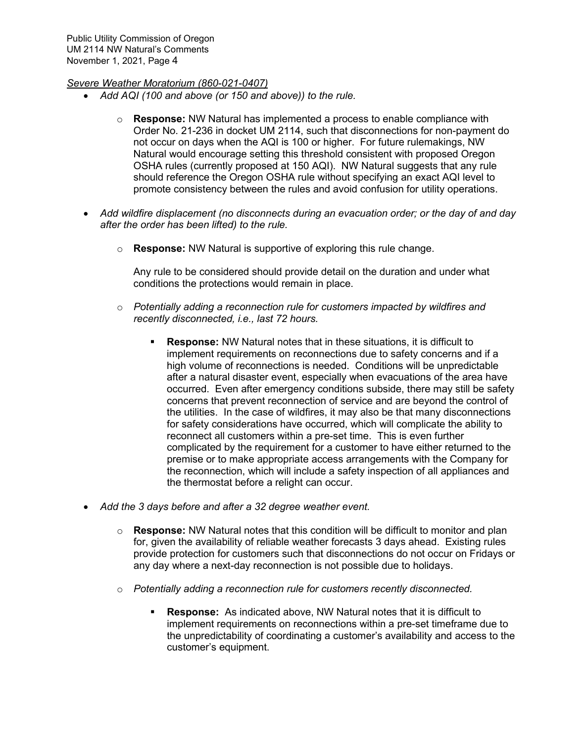*Severe Weather Moratorium (860-021-0407)*

- *Add AQI (100 and above (or 150 and above)) to the rule.*
  - **Response:** NW Natural has implemented a process to enable compliance with Order No. 21-236 in docket UM 2114, such that disconnections for non-payment do not occur on days when the AQI is 100 or higher. For future rulemakings, NW Natural would encourage setting this threshold consistent with proposed Oregon OSHA rules (currently proposed at 150 AQI). NW Natural suggests that any rule should reference the Oregon OSHA rule without specifying an exact AQI level to promote consistency between the rules and avoid confusion for utility operations.
- *Add wildfire displacement (no disconnects during an evacuation order; or the day of and day after the order has been lifted) to the rule.*
  - **Response:** NW Natural is supportive of exploring this rule change.

    Any rule to be considered should provide detail on the duration and under what conditions the protections would remain in place.
  - *Potentially adding a reconnection rule for customers impacted by wildfires and recently disconnected, i.e., last 72 hours.*
    - **Response:** NW Natural notes that in these situations, it is difficult to implement requirements on reconnections due to safety concerns and if a high volume of reconnections is needed. Conditions will be unpredictable after a natural disaster event, especially when evacuations of the area have occurred. Even after emergency conditions subside, there may still be safety concerns that prevent reconnection of service and are beyond the control of the utilities. In the case of wildfires, it may also be that many disconnections for safety considerations have occurred, which will complicate the ability to reconnect all customers within a pre-set time. This is even further complicated by the requirement for a customer to have either returned to the premise or to make appropriate access arrangements with the Company for the reconnection, which will include a safety inspection of all appliances and the thermostat before a relight can occur.
- *Add the 3 days before and after a 32 degree weather event.*
  - **Response:** NW Natural notes that this condition will be difficult to monitor and plan for, given the availability of reliable weather forecasts 3 days ahead. Existing rules provide protection for customers such that disconnections do not occur on Fridays or any day where a next-day reconnection is not possible due to holidays.
  - *Potentially adding a reconnection rule for customers recently disconnected.*
    - **Response:** As indicated above, NW Natural notes that it is difficult to implement requirements on reconnections within a pre-set timeframe due to the unpredictability of coordinating a customer's availability and access to the customer's equipment.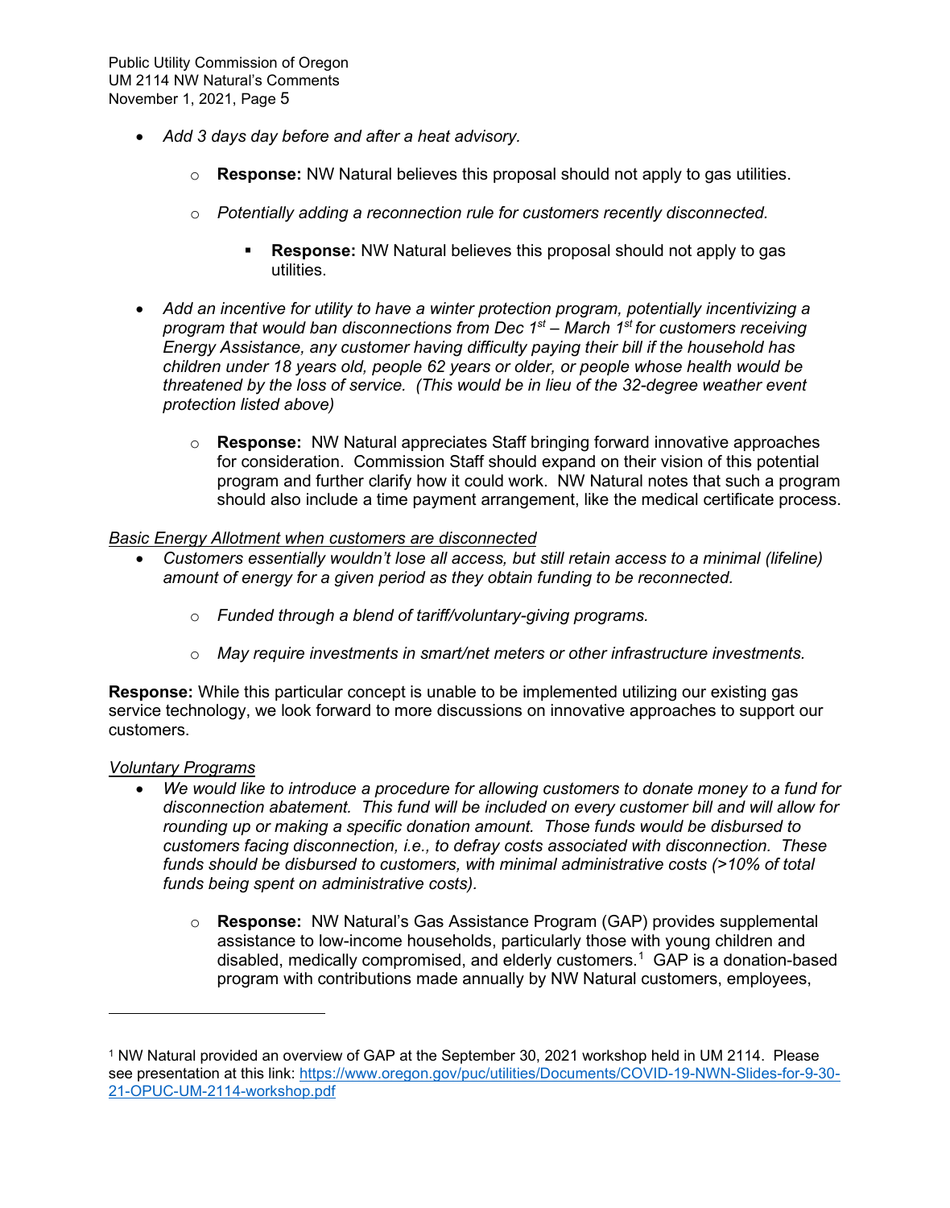- *Add 3 days day before and after a heat advisory.*
    - **Response:** NW Natural believes this proposal should not apply to gas utilities.
    - *Potentially adding a reconnection rule for customers recently disconnected.*
        - **Response:** NW Natural believes this proposal should not apply to gas utilities.

- *Add an incentive for utility to have a winter protection program, potentially incentivizing a program that would ban disconnections from Dec 1st – March 1st for customers receiving Energy Assistance, any customer having difficulty paying their bill if the household has children under 18 years old, people 62 years or older, or people whose health would be threatened by the loss of service. (This would be in lieu of the 32-degree weather event protection listed above)*
    - **Response:** NW Natural appreciates Staff bringing forward innovative approaches for consideration. Commission Staff should expand on their vision of this potential program and further clarify how it could work. NW Natural notes that such a program should also include a time payment arrangement, like the medical certificate process.

<u>Basic Energy Allotment when customers are disconnected</u>

- *Customers essentially wouldn't lose all access, but still retain access to a minimal (lifeline) amount of energy for a given period as they obtain funding to be reconnected.*
    - *Funded through a blend of tariff/voluntary-giving programs.*
    - *May require investments in smart/net meters or other infrastructure investments.*

**Response:** While this particular concept is unable to be implemented utilizing our existing gas service technology, we look forward to more discussions on innovative approaches to support our customers.

<u>Voluntary Programs</u>

- *We would like to introduce a procedure for allowing customers to donate money to a fund for disconnection abatement. This fund will be included on every customer bill and will allow for rounding up or making a specific donation amount. Those funds would be disbursed to customers facing disconnection, i.e., to defray costs associated with disconnection. These funds should be disbursed to customers, with minimal administrative costs (>10% of total funds being spent on administrative costs).*
    - **Response:** NW Natural's Gas Assistance Program (GAP) provides supplemental assistance to low-income households, particularly those with young children and disabled, medically compromised, and elderly customers.[1] GAP is a donation-based program with contributions made annually by NW Natural customers, employees,

---

[1] NW Natural provided an overview of GAP at the September 30, 2021 workshop held in UM 2114. Please see presentation at this link: https://www.oregon.gov/puc/utilities/Documents/COVID-19-NWN-Slides-for-9-30-21-OPUC-UM-2114-workshop.pdf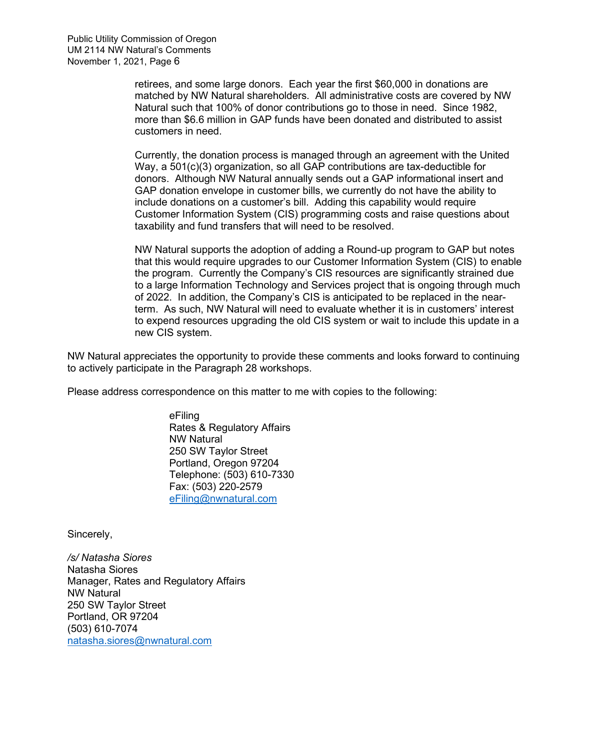retirees, and some large donors. Each year the first $60,000 in donations are matched by NW Natural shareholders. All administrative costs are covered by NW Natural such that 100% of donor contributions go to those in need. Since 1982, more than $6.6 million in GAP funds have been donated and distributed to assist customers in need.

Currently, the donation process is managed through an agreement with the United Way, a 501(c)(3) organization, so all GAP contributions are tax-deductible for donors. Although NW Natural annually sends out a GAP informational insert and GAP donation envelope in customer bills, we currently do not have the ability to include donations on a customer's bill. Adding this capability would require Customer Information System (CIS) programming costs and raise questions about taxability and fund transfers that will need to be resolved.

NW Natural supports the adoption of adding a Round-up program to GAP but notes that this would require upgrades to our Customer Information System (CIS) to enable the program. Currently the Company's CIS resources are significantly strained due to a large Information Technology and Services project that is ongoing through much of 2022. In addition, the Company's CIS is anticipated to be replaced in the near-term. As such, NW Natural will need to evaluate whether it is in customers' interest to expend resources upgrading the old CIS system or wait to include this update in a new CIS system.

NW Natural appreciates the opportunity to provide these comments and looks forward to continuing to actively participate in the Paragraph 28 workshops.

Please address correspondence on this matter to me with copies to the following:

eFiling
Rates & Regulatory Affairs
NW Natural
250 SW Taylor Street
Portland, Oregon 97204
Telephone: (503) 610-7330
Fax: (503) 220-2579
eFiling@nwnatural.com

Sincerely,

*/s/ Natasha Siores*
Natasha Siores
Manager, Rates and Regulatory Affairs
NW Natural
250 SW Taylor Street
Portland, OR 97204
(503) 610-7074
natasha.siores@nwnatural.com